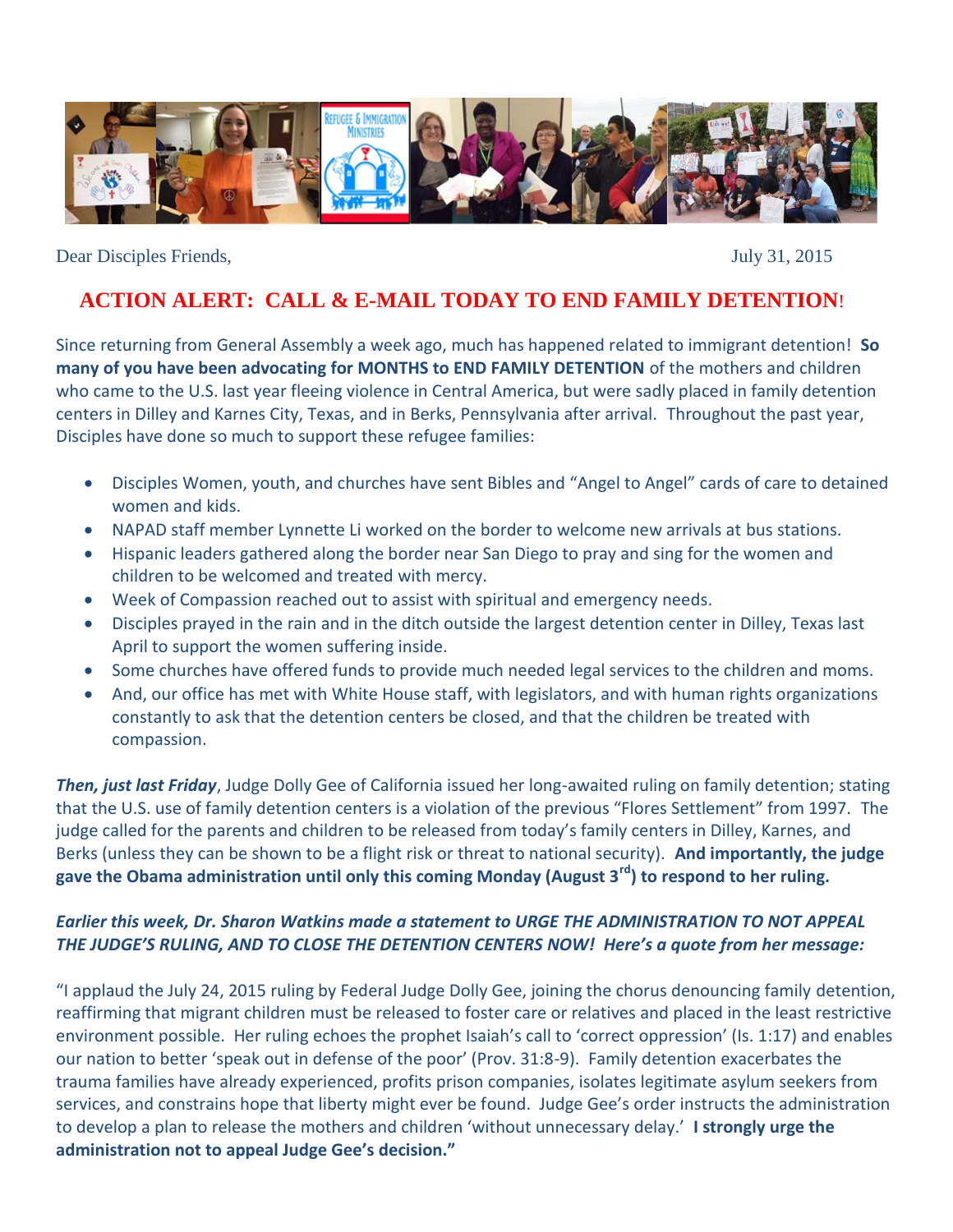Dear Disciples Friends, July 31, 2015

# ACTION ALERT: CALL & E-MAIL TODAY TO END FAMILY DETENTION!

Since returning from General Assembly a week ago, much has happened related to immigrant detention! **So many of you have been advocating for MONTHS to END FAMILY DETENTION** of the mothers and children who came to the U.S. last year fleeing violence in Central America, but were sadly placed in family detention centers in Dilley and Karnes City, Texas, and in Berks, Pennsylvania after arrival. Throughout the past year, Disciples have done so much to support these refugee families:

- Disciples Women, youth, and churches have sent Bibles and "Angel to Angel" cards of care to detained women and kids.
- NAPAD staff member Lynnette Li worked on the border to welcome new arrivals at bus stations.
- Hispanic leaders gathered along the border near San Diego to pray and sing for the women and children to be welcomed and treated with mercy.
- Week of Compassion reached out to assist with spiritual and emergency needs.
- Disciples prayed in the rain and in the ditch outside the largest detention center in Dilley, Texas last April to support the women suffering inside.
- Some churches have offered funds to provide much needed legal services to the children and moms.
- And, our office has met with White House staff, with legislators, and with human rights organizations constantly to ask that the detention centers be closed, and that the children be treated with compassion.

***Then, just last Friday***, Judge Dolly Gee of California issued her long-awaited ruling on family detention; stating that the U.S. use of family detention centers is a violation of the previous "Flores Settlement" from 1997. The judge called for the parents and children to be released from today's family centers in Dilley, Karnes, and Berks (unless they can be shown to be a flight risk or threat to national security). **And importantly, the judge gave the Obama administration until only this coming Monday (August 3rd) to respond to her ruling.**

***Earlier this week, Dr. Sharon Watkins made a statement to URGE THE ADMINISTRATION TO NOT APPEAL THE JUDGE'S RULING, AND TO CLOSE THE DETENTION CENTERS NOW! Here's a quote from her message:***

"I applaud the July 24, 2015 ruling by Federal Judge Dolly Gee, joining the chorus denouncing family detention, reaffirming that migrant children must be released to foster care or relatives and placed in the least restrictive environment possible. Her ruling echoes the prophet Isaiah's call to 'correct oppression' (Is. 1:17) and enables our nation to better 'speak out in defense of the poor' (Prov. 31:8-9). Family detention exacerbates the trauma families have already experienced, profits prison companies, isolates legitimate asylum seekers from services, and constrains hope that liberty might ever be found. Judge Gee's order instructs the administration to develop a plan to release the mothers and children 'without unnecessary delay.' **I strongly urge the administration not to appeal Judge Gee's decision."**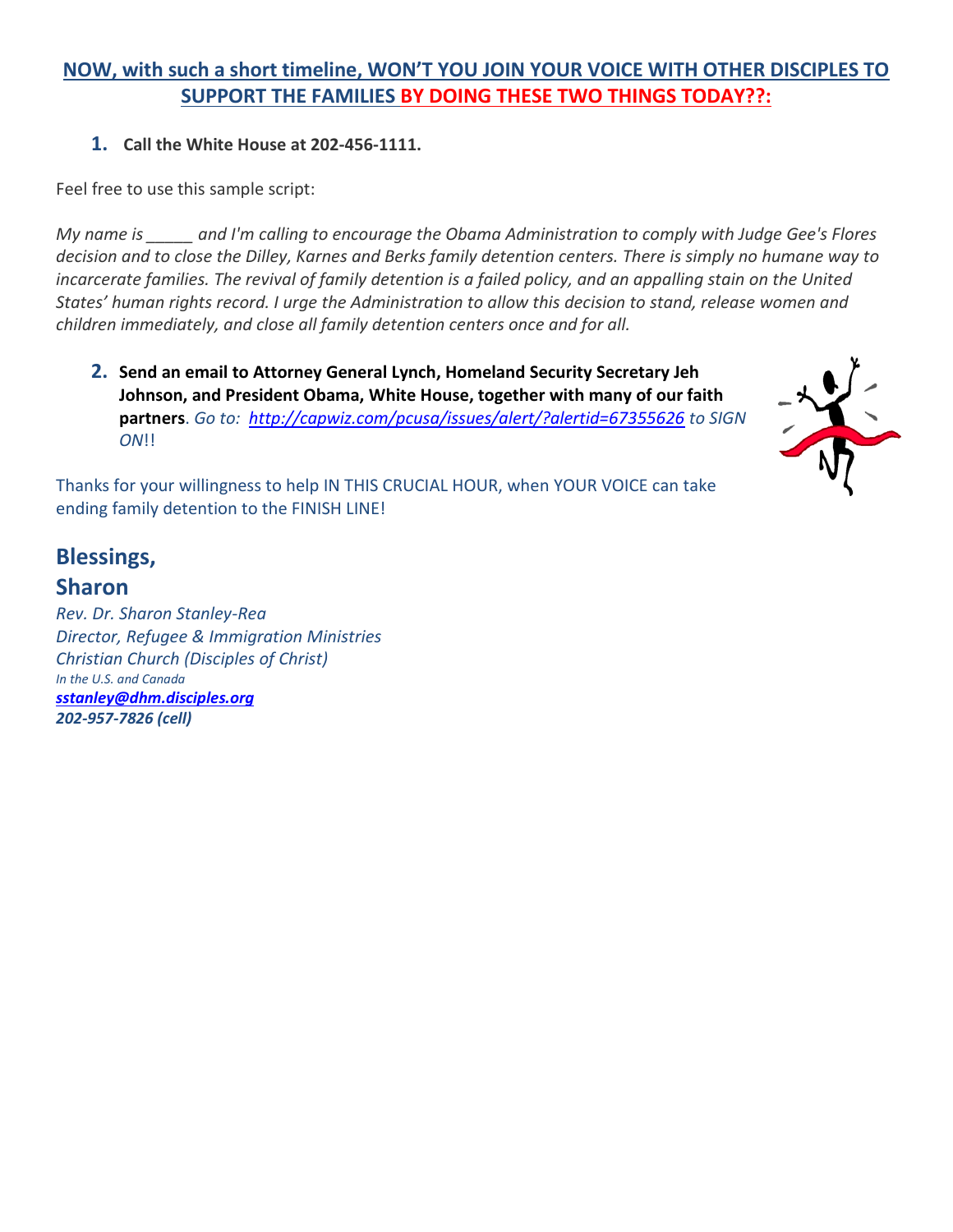**NOW, with such a short timeline, WON'T YOU JOIN YOUR VOICE WITH OTHER DISCIPLES TO SUPPORT THE FAMILIES BY DOING THESE TWO THINGS TODAY??:**

1. **Call the White House at 202-456-1111.**

Feel free to use this sample script:

*My name is _____ and I'm calling to encourage the Obama Administration to comply with Judge Gee's Flores decision and to close the Dilley, Karnes and Berks family detention centers. There is simply no humane way to incarcerate families. The revival of family detention is a failed policy, and an appalling stain on the United States' human rights record. I urge the Administration to allow this decision to stand, release women and children immediately, and close all family detention centers once and for all.*

2. **Send an email to Attorney General Lynch, Homeland Security Secretary Jeh Johnson, and President Obama, White House, together with many of our faith partners**. *Go to: http://capwiz.com/pcusa/issues/alert/?alertid=67355626 to SIGN ON*!!

Thanks for your willingness to help IN THIS CRUCIAL HOUR, when YOUR VOICE can take ending family detention to the FINISH LINE!

## Blessings,

## Sharon

*Rev. Dr. Sharon Stanley-Rea*
*Director, Refugee & Immigration Ministries*
*Christian Church (Disciples of Christ)*
*In the U.S. and Canada*
***sstanley@dhm.disciples.org***
***202-957-7826 (cell)***